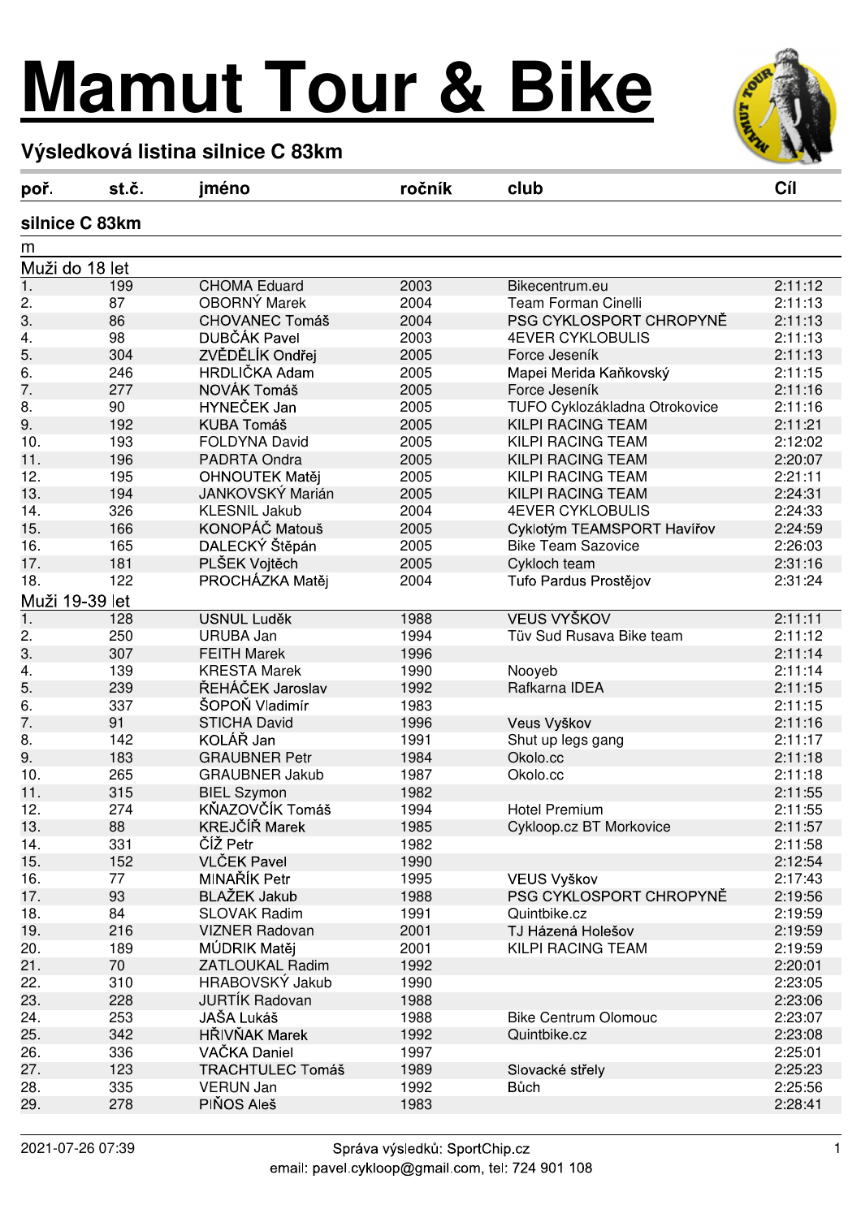# Mamut Tour & Bike

## Výsledková listina silnice C 83km

| poř. | st.č. | jméno | ročník | club | Cíl |
|---|---|---|---|---|---|
| **silnice C 83km** | | | | | |
| m | | | | | |
| Muži do 18 let | | | | | |
| 1. | 199 | CHOMA Eduard | 2003 | Bikecentrum.eu | 2:11:12 |
| 2. | 87 | OBORNÝ Marek | 2004 | Team Forman Cinelli | 2:11:13 |
| 3. | 86 | CHOVANEC Tomáš | 2004 | PSG CYKLOSPORT CHROPYNĚ | 2:11:13 |
| 4. | 98 | DUBČÁK Pavel | 2003 | 4EVER CYKLOBULIS | 2:11:13 |
| 5. | 304 | ZVĚDĚLÍK Ondřej | 2005 | Force Jeseník | 2:11:13 |
| 6. | 246 | HRDLIČKA Adam | 2005 | Mapei Merida Kaňkovský | 2:11:15 |
| 7. | 277 | NOVÁK Tomáš | 2005 | Force Jeseník | 2:11:16 |
| 8. | 90 | HYNEČEK Jan | 2005 | TUFO Cyklozákladna Otrokovice | 2:11:16 |
| 9. | 192 | KUBA Tomáš | 2005 | KILPI RACING TEAM | 2:11:21 |
| 10. | 193 | FOLDYNA David | 2005 | KILPI RACING TEAM | 2:12:02 |
| 11. | 196 | PADRTA Ondra | 2005 | KILPI RACING TEAM | 2:20:07 |
| 12. | 195 | OHNOUTEK Matěj | 2005 | KILPI RACING TEAM | 2:21:11 |
| 13. | 194 | JANKOVSKÝ Marián | 2005 | KILPI RACING TEAM | 2:24:31 |
| 14. | 326 | KLESNIL Jakub | 2004 | 4EVER CYKLOBULIS | 2:24:33 |
| 15. | 166 | KONOPÁČ Matouš | 2005 | Cyklotým TEAMSPORT Havířov | 2:24:59 |
| 16. | 165 | DALECKÝ Štěpán | 2005 | Bike Team Sazovice | 2:26:03 |
| 17. | 181 | PLŠEK Vojtěch | 2005 | Cykloch team | 2:31:16 |
| 18. | 122 | PROCHÁZKA Matěj | 2004 | Tufo Pardus Prostějov | 2:31:24 |
| Muži 19-39 let | | | | | |
| 1. | 128 | USNUL Luděk | 1988 | VEUS VYŠKOV | 2:11:11 |
| 2. | 250 | URUBA Jan | 1994 | Tüv Sud Rusava Bike team | 2:11:12 |
| 3. | 307 | FEITH Marek | 1996 | | 2:11:14 |
| 4. | 139 | KRESTA Marek | 1990 | Nooyeb | 2:11:14 |
| 5. | 239 | ŘEHÁČEK Jaroslav | 1992 | Rafkarna IDEA | 2:11:15 |
| 6. | 337 | ŠOPOŇ Vladimír | 1983 | | 2:11:15 |
| 7. | 91 | STICHA David | 1996 | Veus Vyškov | 2:11:16 |
| 8. | 142 | KOLÁŘ Jan | 1991 | Shut up legs gang | 2:11:17 |
| 9. | 183 | GRAUBNER Petr | 1984 | Okolo.cc | 2:11:18 |
| 10. | 265 | GRAUBNER Jakub | 1987 | Okolo.cc | 2:11:18 |
| 11. | 315 | BIEL Szymon | 1982 | | 2:11:55 |
| 12. | 274 | KŇAZOVČÍK Tomáš | 1994 | Hotel Premium | 2:11:55 |
| 13. | 88 | KREJČÍŘ Marek | 1985 | Cykloop.cz BT Morkovice | 2:11:57 |
| 14. | 331 | ČÍŽ Petr | 1982 | | 2:11:58 |
| 15. | 152 | VLČEK Pavel | 1990 | | 2:12:54 |
| 16. | 77 | MINAŘÍK Petr | 1995 | VEUS Vyškov | 2:17:43 |
| 17. | 93 | BLAŽEK Jakub | 1988 | PSG CYKLOSPORT CHROPYNĚ | 2:19:56 |
| 18. | 84 | SLOVAK Radim | 1991 | Quintbike.cz | 2:19:59 |
| 19. | 216 | VIZNER Radovan | 2001 | TJ Házená Holešov | 2:19:59 |
| 20. | 189 | MÚDRIK Matěj | 2001 | KILPI RACING TEAM | 2:19:59 |
| 21. | 70 | ZATLOUKAL Radim | 1992 | | 2:20:01 |
| 22. | 310 | HRABOVSKÝ Jakub | 1990 | | 2:23:05 |
| 23. | 228 | JURTÍK Radovan | 1988 | | 2:23:06 |
| 24. | 253 | JAŠA Lukáš | 1988 | Bike Centrum Olomouc | 2:23:07 |
| 25. | 342 | HŘIVŇAK Marek | 1992 | Quintbike.cz | 2:23:08 |
| 26. | 336 | VAČKA Daniel | 1997 | | 2:25:01 |
| 27. | 123 | TRACHTULEC Tomáš | 1989 | Slovacké střely | 2:25:23 |
| 28. | 335 | VERUN Jan | 1992 | Bůch | 2:25:56 |
| 29. | 278 | PIŇOS Aleš | 1983 | | 2:28:41 |

2021-07-26 07:39

Správa výsledků: SportChip.cz
email: pavel.cykloop@gmail.com, tel: 724 901 108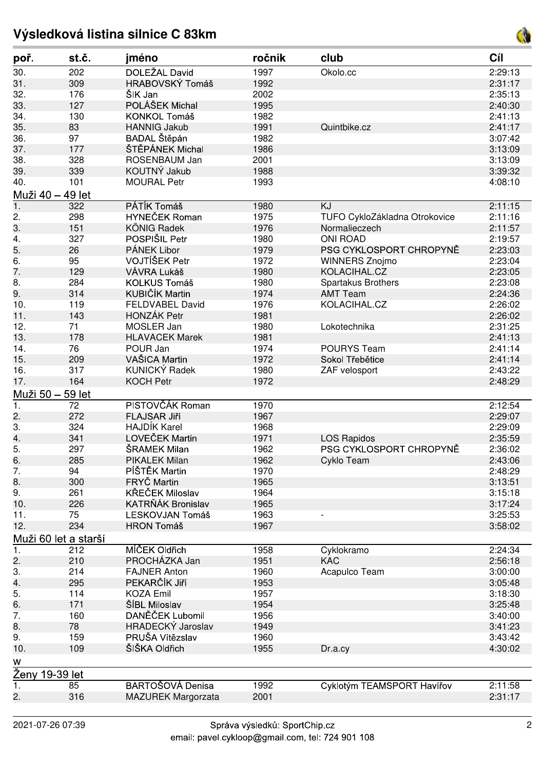# Výsledková listina silnice C 83km

| poř. | st.č. | jméno | ročník | club | Cíl |
|---|---|---|---|---|---|
| 30. | 202 | DOLEŽAL David | 1997 | Okolo.cc | 2:29:13 |
| 31. | 309 | HRABOVSKÝ Tomáš | 1992 | | 2:31:17 |
| 32. | 176 | ŠIK Jan | 2002 | | 2:35:13 |
| 33. | 127 | POLÁŠEK Michal | 1995 | | 2:40:30 |
| 34. | 130 | KONKOL Tomáš | 1982 | | 2:41:13 |
| 35. | 83 | HANNIG Jakub | 1991 | Quintbike.cz | 2:41:17 |
| 36. | 97 | BADAL Štěpán | 1982 | | 3:07:42 |
| 37. | 177 | ŠTĚPÁNEK Michal | 1986 | | 3:13:09 |
| 38. | 328 | ROSENBAUM Jan | 2001 | | 3:13:09 |
| 39. | 339 | KOUTNÝ Jakub | 1988 | | 3:39:32 |
| 40. | 101 | MOURAL Petr | 1993 | | 4:08:10 |
| **Muži 40 – 49 let** | | | | | |
| 1. | 322 | PÁTÍK Tomáš | 1980 | KJ | 2:11:15 |
| 2. | 298 | HYNEČEK Roman | 1975 | TUFO CykloZákladna Otrokovice | 2:11:16 |
| 3. | 151 | KÖNIG Radek | 1976 | Normalieczech | 2:11:57 |
| 4. | 327 | POSPIŠIL Petr | 1980 | ONI ROAD | 2:19:57 |
| 5. | 26 | PÁNEK Libor | 1979 | PSG CYKLOSPORT CHROPYNĚ | 2:23:03 |
| 6. | 95 | VOJTÍŠEK Petr | 1972 | WINNERS Znojmo | 2:23:04 |
| 7. | 129 | VÁVRA Lukáš | 1980 | KOLACIHAL.CZ | 2:23:05 |
| 8. | 284 | KOLKUS Tomáš | 1980 | Spartakus Brothers | 2:23:08 |
| 9. | 314 | KUBIČÍK Martin | 1974 | AMT Team | 2:24:36 |
| 10. | 119 | FELDVABEL David | 1976 | KOLACIHAL.CZ | 2:26:02 |
| 11. | 143 | HONZÁK Petr | 1981 | | 2:26:02 |
| 12. | 71 | MOSLER Jan | 1980 | Lokotechnika | 2:31:25 |
| 13. | 178 | HLAVACEK Marek | 1981 | | 2:41:13 |
| 14. | 76 | POUR Jan | 1974 | POURYS Team | 2:41:14 |
| 15. | 209 | VAŠICA Martin | 1972 | Sokol Třebětice | 2:41:14 |
| 16. | 317 | KUNICKÝ Radek | 1980 | ZAF velosport | 2:43:22 |
| 17. | 164 | KOCH Petr | 1972 | | 2:48:29 |
| **Muži 50 – 59 let** | | | | | |
| 1. | 72 | PISTOVČÁK Roman | 1970 | | 2:12:54 |
| 2. | 272 | FLAJSAR Jiří | 1967 | | 2:29:07 |
| 3. | 324 | HAJDÍK Karel | 1968 | | 2:29:09 |
| 4. | 341 | LOVEČEK Martin | 1971 | LOS Rapidos | 2:35:59 |
| 5. | 297 | ŠRAMEK Milan | 1962 | PSG CYKLOSPORT CHROPYNĚ | 2:36:02 |
| 6. | 285 | PIKALEK Milan | 1962 | Cyklo Team | 2:43:06 |
| 7. | 94 | PÍŠTĚK Martin | 1970 | | 2:48:29 |
| 8. | 300 | FRYČ Martin | 1965 | | 3:13:51 |
| 9. | 261 | KŘEČEK Miloslav | 1964 | | 3:15:18 |
| 10. | 226 | KATRŇÁK Bronislav | 1965 | | 3:17:24 |
| 11. | 75 | LESKOVJAN Tomáš | 1963 | - | 3:25:53 |
| 12. | 234 | HRON Tomáš | 1967 | | 3:58:02 |
| **Muži 60 let a starší** | | | | | |
| 1. | 212 | MÍČEK Oldřich | 1958 | Cyklokramo | 2:24:34 |
| 2. | 210 | PROCHÁZKA Jan | 1951 | KAC | 2:56:18 |
| 3. | 214 | FAJNER Anton | 1960 | Acapulco Team | 3:00:00 |
| 4. | 295 | PEKARČÍK Jiří | 1953 | | 3:05:48 |
| 5. | 114 | KOZA Emil | 1957 | | 3:18:30 |
| 6. | 171 | ŠÍBL Miloslav | 1954 | | 3:25:48 |
| 7. | 160 | DANĚČEK Lubomil | 1956 | | 3:40:00 |
| 8. | 78 | HRADECKÝ Jaroslav | 1949 | | 3:41:23 |
| 9. | 159 | PRUŠA Vítězslav | 1960 | | 3:43:42 |
| 10. | 109 | ŠIŠKA Oldřich | 1955 | Dr.a.cy | 4:30:02 |
| **w** | | | | | |
| **Ženy 19-39 let** | | | | | |
| 1. | 85 | BARTOŠOVÁ Denisa | 1992 | Cyklotým TEAMSPORT Havířov | 2:11:58 |
| 2. | 316 | MAZUREK Margorzata | 2001 | | 2:31:17 |

2021-07-26 07:39

Správa výsledků: SportChip.cz
email: pavel.cykloop@gmail.com, tel: 724 901 108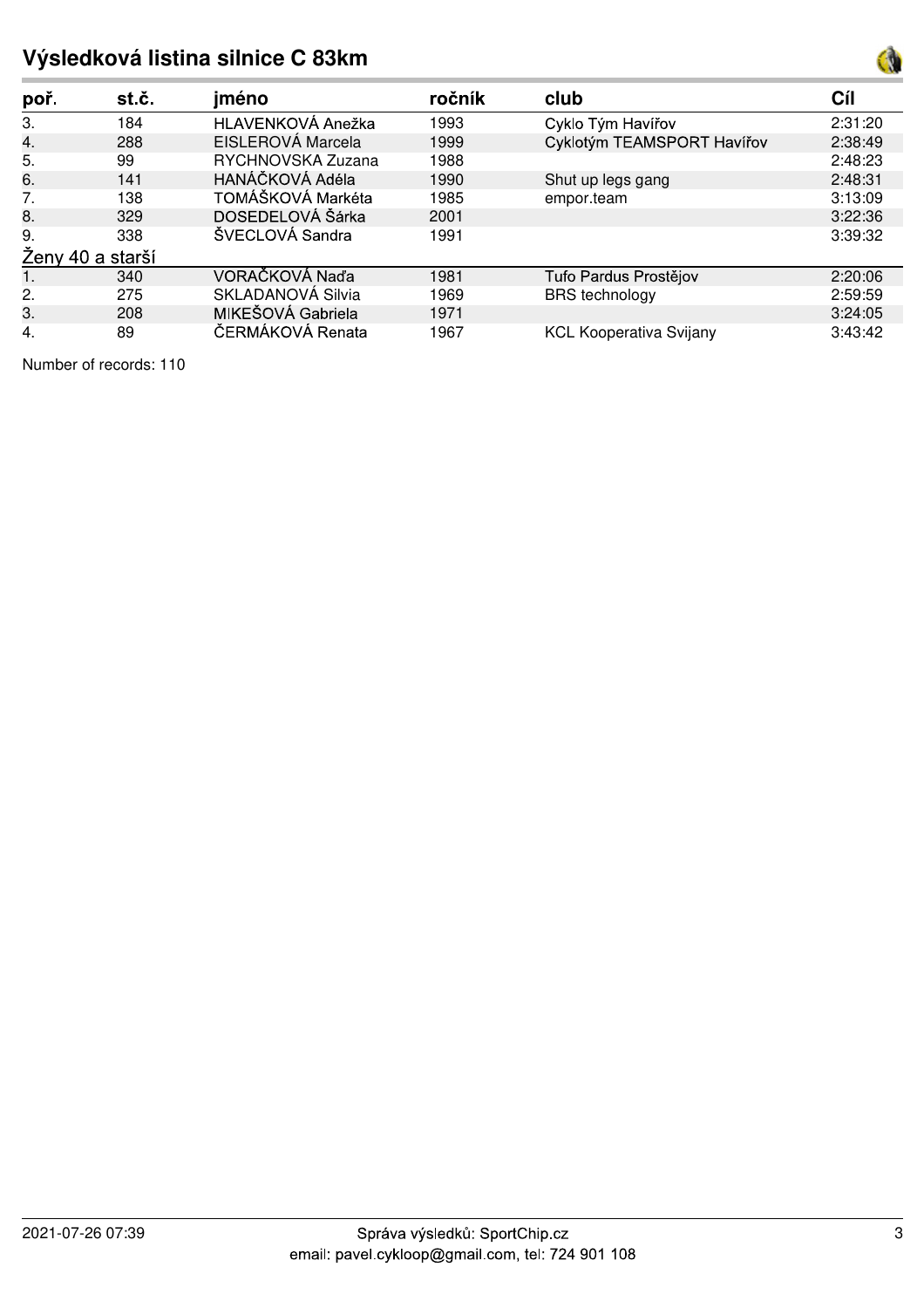# Výsledková listina silnice C 83km

| poř. | st.č. | jméno | ročník | club | Cíl |
|---|---|---|---|---|---|
| 3. | 184 | HLAVENKOVÁ Anežka | 1993 | Cyklo Tým Havířov | 2:31:20 |
| 4. | 288 | EISLEROVÁ Marcela | 1999 | Cyklotým TEAMSPORT Havířov | 2:38:49 |
| 5. | 99 | RYCHNOVSKA Zuzana | 1988 | | 2:48:23 |
| 6. | 141 | HANÁČKOVÁ Adéla | 1990 | Shut up legs gang | 2:48:31 |
| 7. | 138 | TOMÁŠKOVÁ Markéta | 1985 | empor.team | 3:13:09 |
| 8. | 329 | DOSEDELOVÁ Šárka | 2001 | | 3:22:36 |
| 9. | 338 | ŠVECLOVÁ Sandra | 1991 | | 3:39:32 |
| **Ženy 40 a starší** | | | | | |
| 1. | 340 | VORAČKOVÁ Naďa | 1981 | Tufo Pardus Prostějov | 2:20:06 |
| 2. | 275 | SKLADANOVÁ Silvia | 1969 | BRS technology | 2:59:59 |
| 3. | 208 | MIKEŠOVÁ Gabriela | 1971 | | 3:24:05 |
| 4. | 89 | ČERMÁKOVÁ Renata | 1967 | KCL Kooperativa Svijany | 3:43:42 |

Number of records: 110

2021-07-26 07:39

Správa výsledků: SportChip.cz
email: pavel.cykloop@gmail.com, tel: 724 901 108